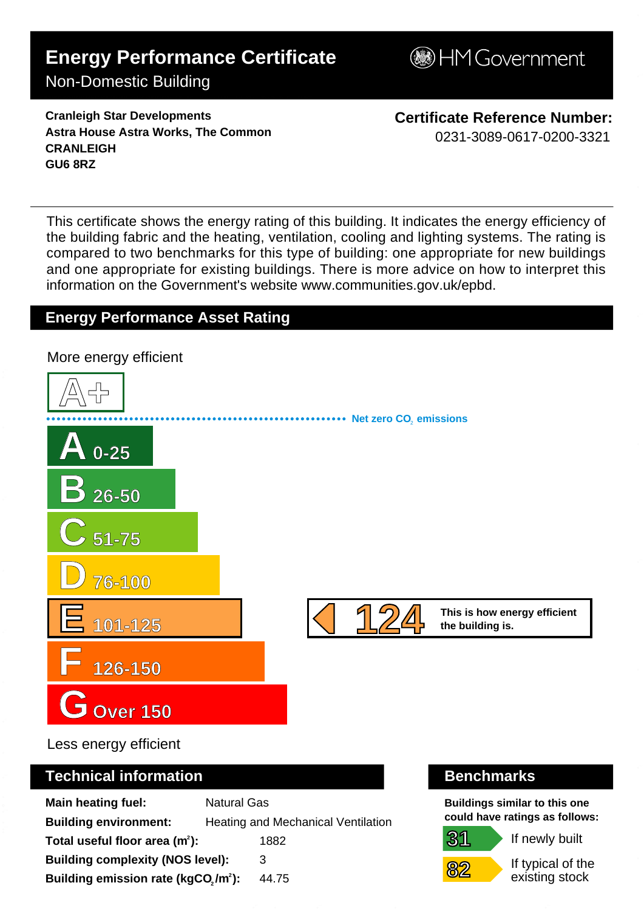# Energy Performance Certificate

Non-Domestic Building

HM Government

**Cranleigh Star Developments**
**Astra House Astra Works, The Common**
**CRANLEIGH**
**GU6 8RZ**

**Certificate Reference Number:**
0231-3089-0617-0200-3321

This certificate shows the energy rating of this building. It indicates the energy efficiency of the building fabric and the heating, ventilation, cooling and lighting systems. The rating is compared to two benchmarks for this type of building: one appropriate for new buildings and one appropriate for existing buildings. There is more advice on how to interpret this information on the Government's website www.communities.gov.uk/epbd.

## Energy Performance Asset Rating

More energy efficient

- A+
- Net zero $CO_2$ emissions
- A 0-25
- B 26-50
- C 51-75
- D 76-100
- E 101-125
- F 126-150
- G Over 150

Less energy efficient

**124** — This is how energy efficient the building is. (Rating E)

## Technical information

| | |
|---|---|
| **Main heating fuel:** | Natural Gas |
| **Building environment:** | Heating and Mechanical Ventilation |
| **Total useful floor area ($m^2$):** | 1882 |
| **Building complexity (NOS level):** | 3 |
| **Building emission rate ($kgCO_2/m^2$):** | 44.75 |

## Benchmarks

Buildings similar to this one could have ratings as follows:

| | |
|---|---|
| 31 | If newly built |
| 82 | If typical of the existing stock |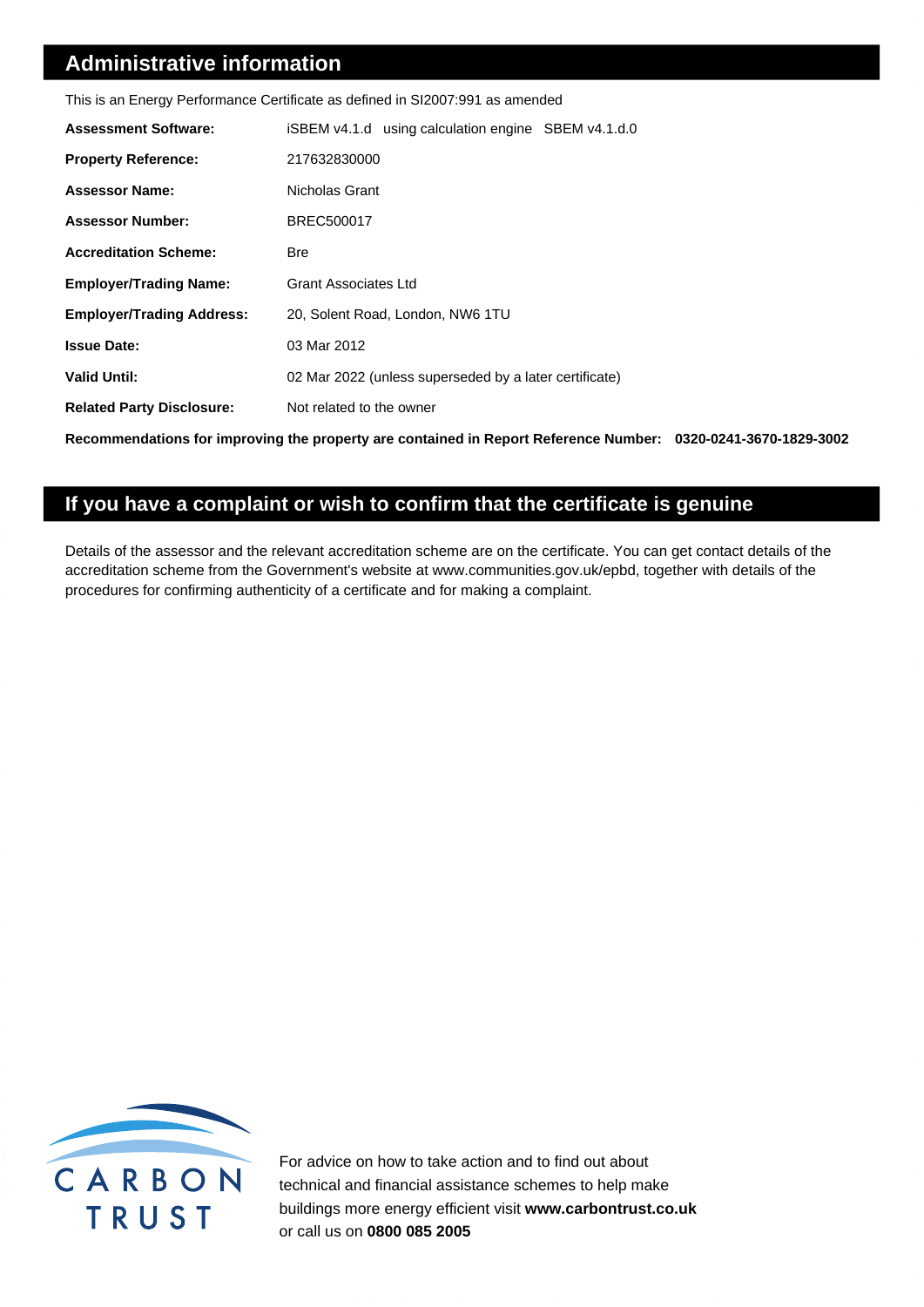## Administrative information

This is an Energy Performance Certificate as defined in SI2007:991 as amended

| | |
|---|---|
| **Assessment Software:** | iSBEM v4.1.d using calculation engine SBEM v4.1.d.0 |
| **Property Reference:** | 217632830000 |
| **Assessor Name:** | Nicholas Grant |
| **Assessor Number:** | BREC500017 |
| **Accreditation Scheme:** | Bre |
| **Employer/Trading Name:** | Grant Associates Ltd |
| **Employer/Trading Address:** | 20, Solent Road, London, NW6 1TU |
| **Issue Date:** | 03 Mar 2012 |
| **Valid Until:** | 02 Mar 2022 (unless superseded by a later certificate) |
| **Related Party Disclosure:** | Not related to the owner |

**Recommendations for improving the property are contained in Report Reference Number: 0320-0241-3670-1829-3002**

## If you have a complaint or wish to confirm that the certificate is genuine

Details of the assessor and the relevant accreditation scheme are on the certificate. You can get contact details of the accreditation scheme from the Government's website at www.communities.gov.uk/epbd, together with details of the procedures for confirming authenticity of a certificate and for making a complaint.

CARBON TRUST

For advice on how to take action and to find out about technical and financial assistance schemes to help make buildings more energy efficient visit **www.carbontrust.co.uk** or call us on **0800 085 2005**